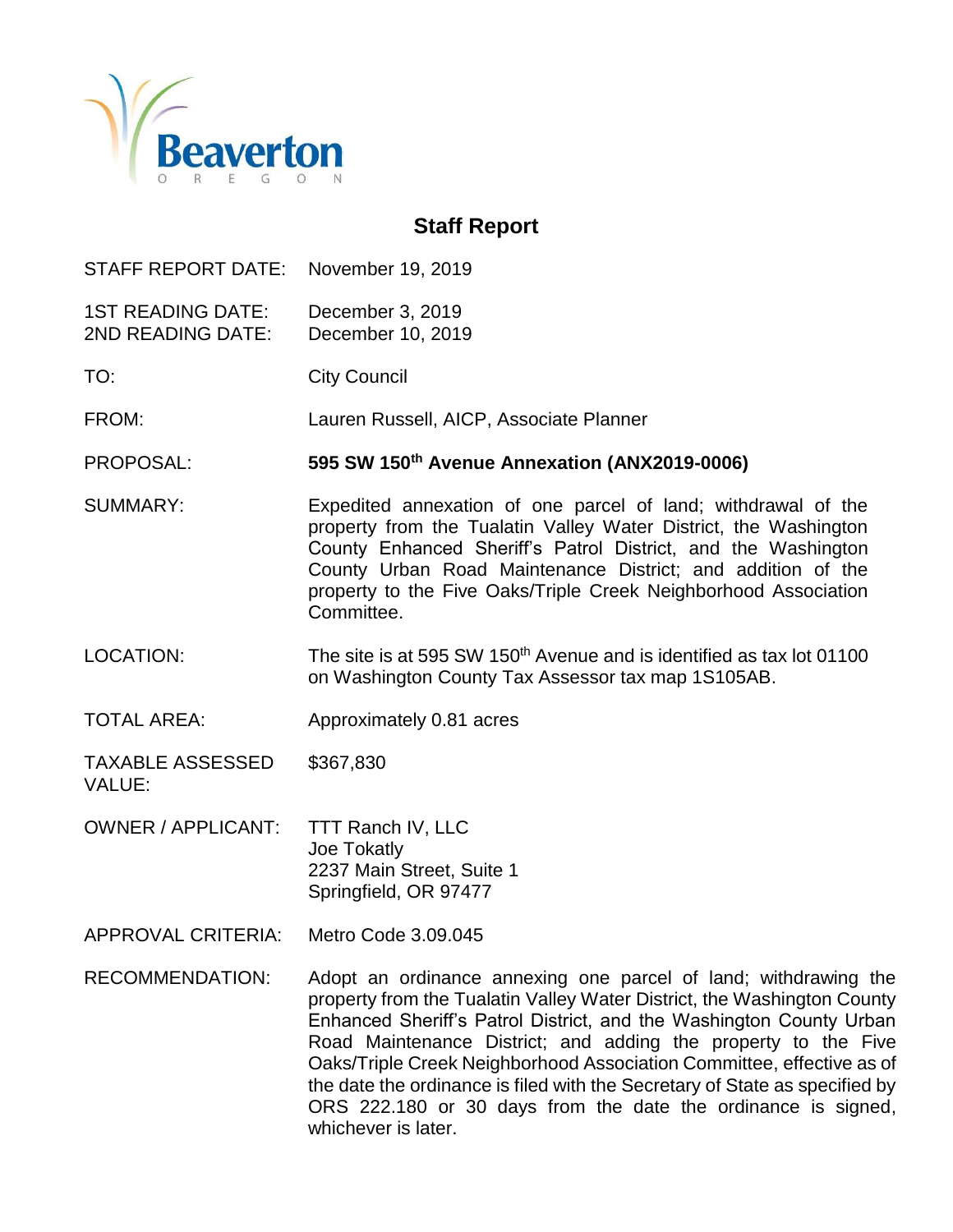Beaverton
OREGON

# Staff Report

| | |
|---|---|
| STAFF REPORT DATE: | November 19, 2019 |
| 1ST READING DATE: | December 3, 2019 |
| 2ND READING DATE: | December 10, 2019 |
| TO: | City Council |
| FROM: | Lauren Russell, AICP, Associate Planner |
| PROPOSAL: | **595 SW 150th Avenue Annexation (ANX2019-0006)** |
| SUMMARY: | Expedited annexation of one parcel of land; withdrawal of the property from the Tualatin Valley Water District, the Washington County Enhanced Sheriff's Patrol District, and the Washington County Urban Road Maintenance District; and addition of the property to the Five Oaks/Triple Creek Neighborhood Association Committee. |
| LOCATION: | The site is at 595 SW 150th Avenue and is identified as tax lot 01100 on Washington County Tax Assessor tax map 1S105AB. |
| TOTAL AREA: | Approximately 0.81 acres |
| TAXABLE ASSESSED VALUE: | $367,830 |
| OWNER / APPLICANT: | TTT Ranch IV, LLC<br>Joe Tokatly<br>2237 Main Street, Suite 1<br>Springfield, OR 97477 |
| APPROVAL CRITERIA: | Metro Code 3.09.045 |
| RECOMMENDATION: | Adopt an ordinance annexing one parcel of land; withdrawing the property from the Tualatin Valley Water District, the Washington County Enhanced Sheriff's Patrol District, and the Washington County Urban Road Maintenance District; and adding the property to the Five Oaks/Triple Creek Neighborhood Association Committee, effective as of the date the ordinance is filed with the Secretary of State as specified by ORS 222.180 or 30 days from the date the ordinance is signed, whichever is later. |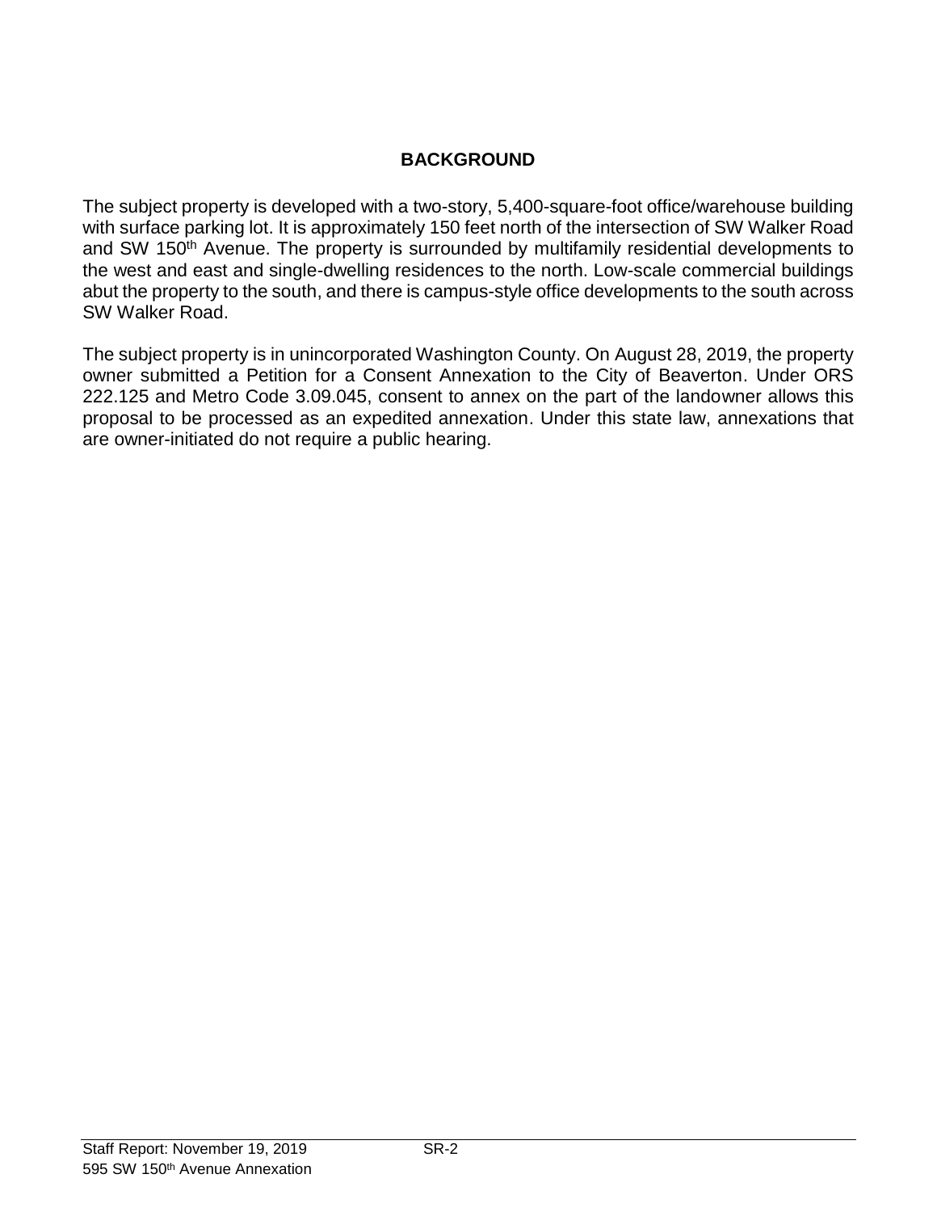## BACKGROUND

The subject property is developed with a two-story, 5,400-square-foot office/warehouse building with surface parking lot. It is approximately 150 feet north of the intersection of SW Walker Road and SW 150th Avenue. The property is surrounded by multifamily residential developments to the west and east and single-dwelling residences to the north. Low-scale commercial buildings abut the property to the south, and there is campus-style office developments to the south across SW Walker Road.

The subject property is in unincorporated Washington County. On August 28, 2019, the property owner submitted a Petition for a Consent Annexation to the City of Beaverton. Under ORS 222.125 and Metro Code 3.09.045, consent to annex on the part of the landowner allows this proposal to be processed as an expedited annexation. Under this state law, annexations that are owner-initiated do not require a public hearing.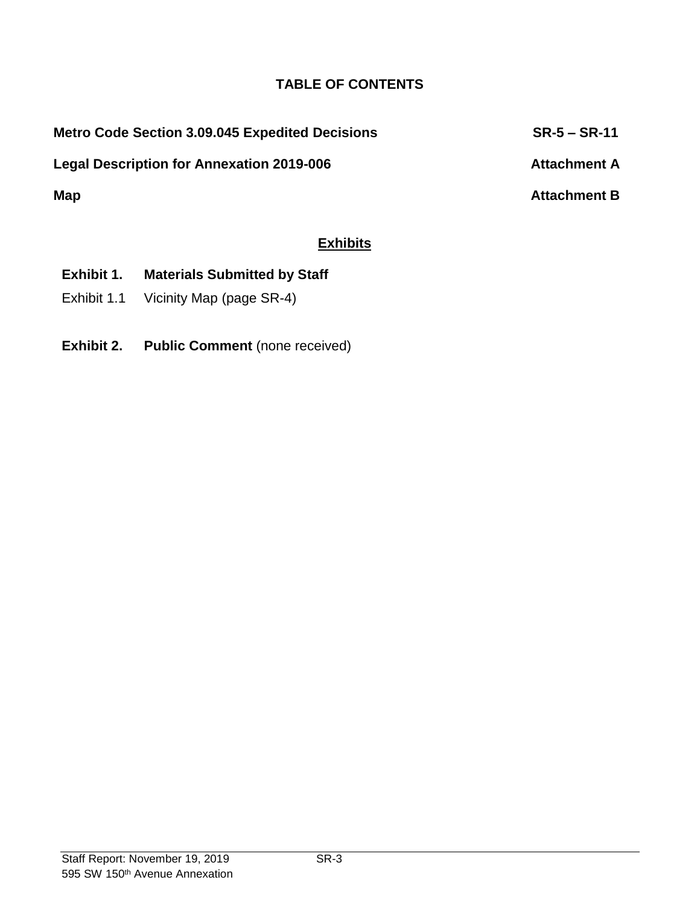# TABLE OF CONTENTS

| | |
|---|---|
| **Metro Code Section 3.09.045 Expedited Decisions** | **SR-5 – SR-11** |
| **Legal Description for Annexation 2019-006** | **Attachment A** |
| **Map** | **Attachment B** |

## Exhibits

**Exhibit 1. Materials Submitted by Staff**

Exhibit 1.1 Vicinity Map (page SR-4)

**Exhibit 2. Public Comment** (none received)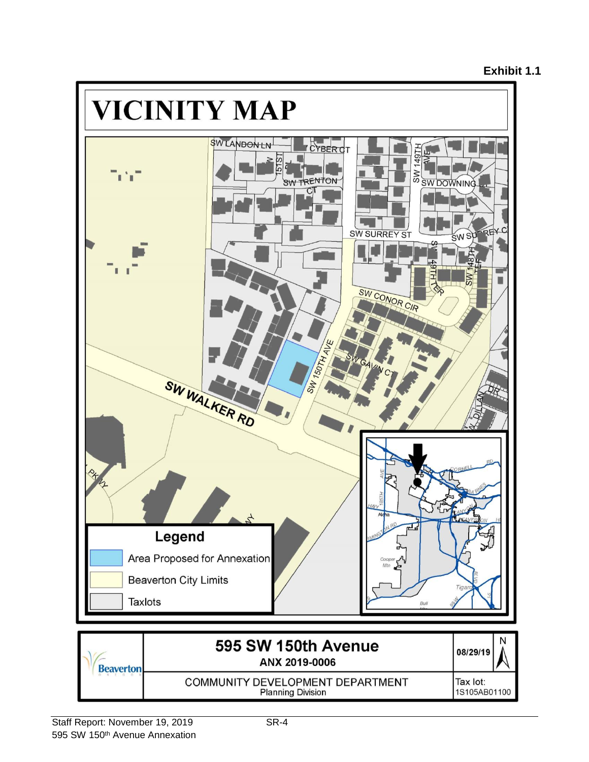**Exhibit 1.1**

# VICINITY MAP

SW LANDON LN
CYBER CT
SW 151ST PL
SW TRENTON CT
SW 149TH AVE
SW DOWNING
SW SURREY ST
SW SURREY CT
SW 149TH TER
SW 148TH TER
SW CONOR CIR
SW 150TH AVE
SW GAVIN CT
SW WALKER RD
SW DILLAN DR

## Legend

- Area Proposed for Annexation
- Beaverton City Limits
- Taxlots

Beaverton

**595 SW 150th Avenue**

**ANX 2019-0006**

08/29/19

N

COMMUNITY DEVELOPMENT DEPARTMENT
Planning Division

Tax lot:
1S105AB01100

Staff Report: November 19, 2019
595 SW 150th Avenue Annexation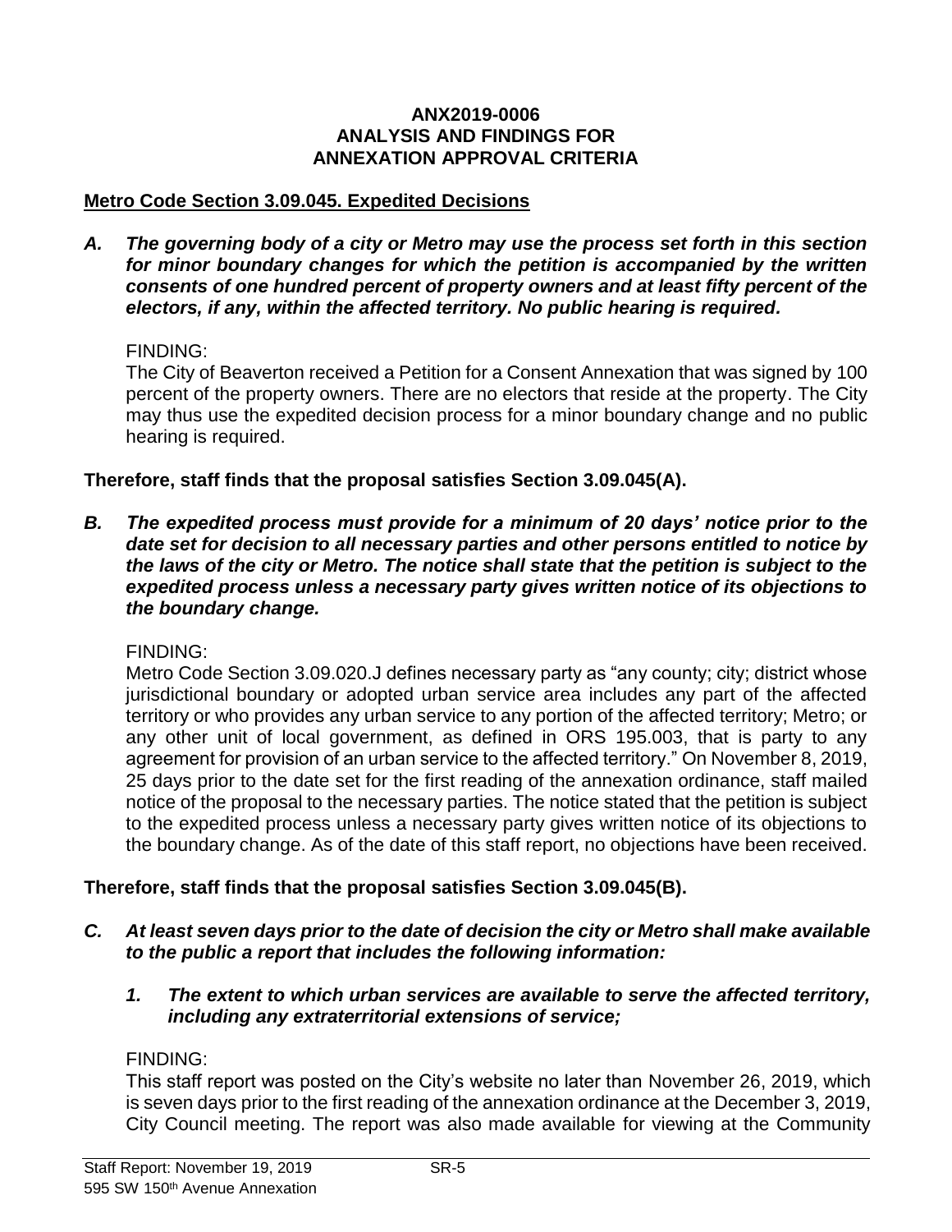**ANX2019-0006**
**ANALYSIS AND FINDINGS FOR**
**ANNEXATION APPROVAL CRITERIA**

**Metro Code Section 3.09.045. Expedited Decisions**

***A. The governing body of a city or Metro may use the process set forth in this section for minor boundary changes for which the petition is accompanied by the written consents of one hundred percent of property owners and at least fifty percent of the electors, if any, within the affected territory. No public hearing is required.***

FINDING:
The City of Beaverton received a Petition for a Consent Annexation that was signed by 100 percent of the property owners. There are no electors that reside at the property. The City may thus use the expedited decision process for a minor boundary change and no public hearing is required.

**Therefore, staff finds that the proposal satisfies Section 3.09.045(A).**

***B. The expedited process must provide for a minimum of 20 days' notice prior to the date set for decision to all necessary parties and other persons entitled to notice by the laws of the city or Metro. The notice shall state that the petition is subject to the expedited process unless a necessary party gives written notice of its objections to the boundary change.***

FINDING:
Metro Code Section 3.09.020.J defines necessary party as "any county; city; district whose jurisdictional boundary or adopted urban service area includes any part of the affected territory or who provides any urban service to any portion of the affected territory; Metro; or any other unit of local government, as defined in ORS 195.003, that is party to any agreement for provision of an urban service to the affected territory." On November 8, 2019, 25 days prior to the date set for the first reading of the annexation ordinance, staff mailed notice of the proposal to the necessary parties. The notice stated that the petition is subject to the expedited process unless a necessary party gives written notice of its objections to the boundary change. As of the date of this staff report, no objections have been received.

**Therefore, staff finds that the proposal satisfies Section 3.09.045(B).**

***C. At least seven days prior to the date of decision the city or Metro shall make available to the public a report that includes the following information:***

***1. The extent to which urban services are available to serve the affected territory, including any extraterritorial extensions of service;***

FINDING:
This staff report was posted on the City's website no later than November 26, 2019, which is seven days prior to the first reading of the annexation ordinance at the December 3, 2019, City Council meeting. The report was also made available for viewing at the Community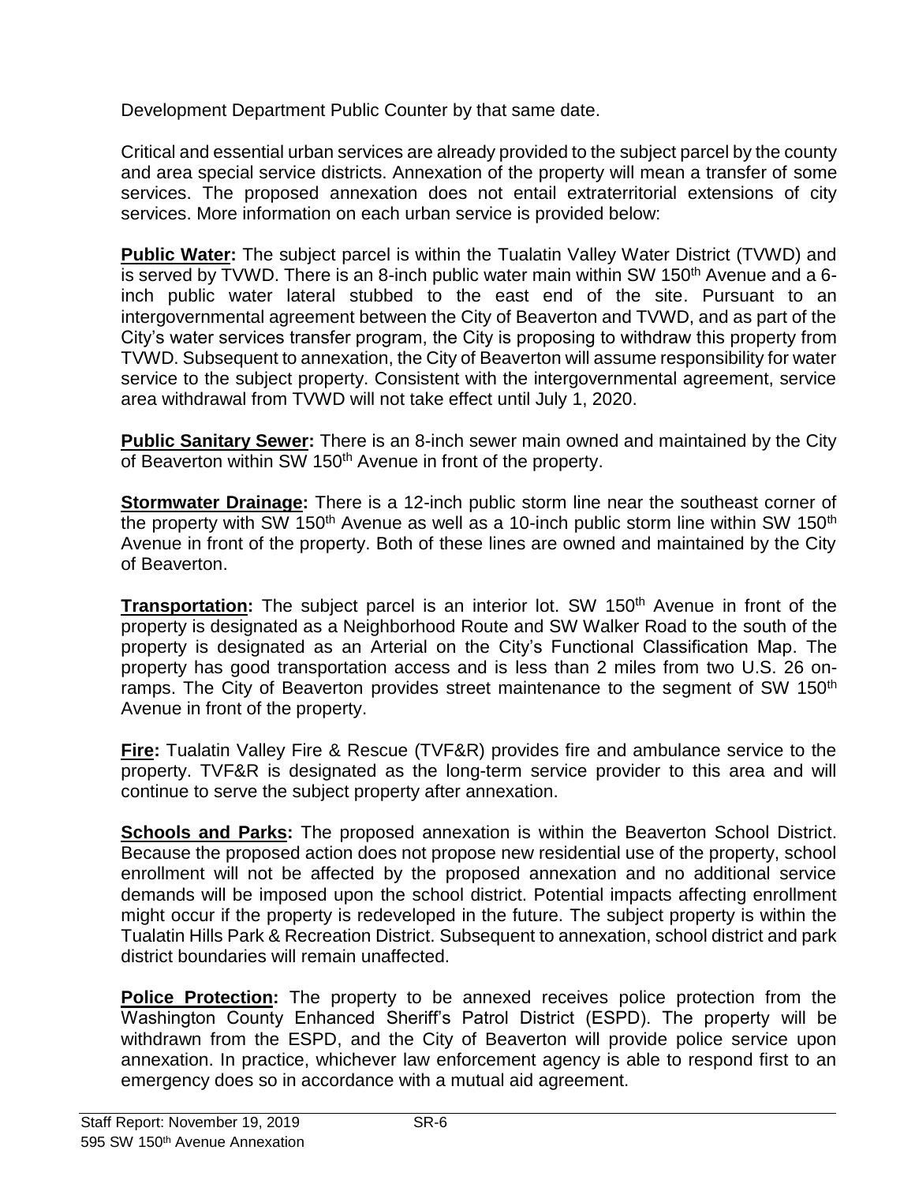Development Department Public Counter by that same date.

Critical and essential urban services are already provided to the subject parcel by the county and area special service districts. Annexation of the property will mean a transfer of some services. The proposed annexation does not entail extraterritorial extensions of city services. More information on each urban service is provided below:

**Public Water:** The subject parcel is within the Tualatin Valley Water District (TVWD) and is served by TVWD. There is an 8-inch public water main within SW 150th Avenue and a 6-inch public water lateral stubbed to the east end of the site. Pursuant to an intergovernmental agreement between the City of Beaverton and TVWD, and as part of the City's water services transfer program, the City is proposing to withdraw this property from TVWD. Subsequent to annexation, the City of Beaverton will assume responsibility for water service to the subject property. Consistent with the intergovernmental agreement, service area withdrawal from TVWD will not take effect until July 1, 2020.

**Public Sanitary Sewer:** There is an 8-inch sewer main owned and maintained by the City of Beaverton within SW 150th Avenue in front of the property.

**Stormwater Drainage:** There is a 12-inch public storm line near the southeast corner of the property with SW 150th Avenue as well as a 10-inch public storm line within SW 150th Avenue in front of the property. Both of these lines are owned and maintained by the City of Beaverton.

**Transportation:** The subject parcel is an interior lot. SW 150th Avenue in front of the property is designated as a Neighborhood Route and SW Walker Road to the south of the property is designated as an Arterial on the City's Functional Classification Map. The property has good transportation access and is less than 2 miles from two U.S. 26 on-ramps. The City of Beaverton provides street maintenance to the segment of SW 150th Avenue in front of the property.

**Fire:** Tualatin Valley Fire & Rescue (TVF&R) provides fire and ambulance service to the property. TVF&R is designated as the long-term service provider to this area and will continue to serve the subject property after annexation.

**Schools and Parks:** The proposed annexation is within the Beaverton School District. Because the proposed action does not propose new residential use of the property, school enrollment will not be affected by the proposed annexation and no additional service demands will be imposed upon the school district. Potential impacts affecting enrollment might occur if the property is redeveloped in the future. The subject property is within the Tualatin Hills Park & Recreation District. Subsequent to annexation, school district and park district boundaries will remain unaffected.

**Police Protection:** The property to be annexed receives police protection from the Washington County Enhanced Sheriff's Patrol District (ESPD). The property will be withdrawn from the ESPD, and the City of Beaverton will provide police service upon annexation. In practice, whichever law enforcement agency is able to respond first to an emergency does so in accordance with a mutual aid agreement.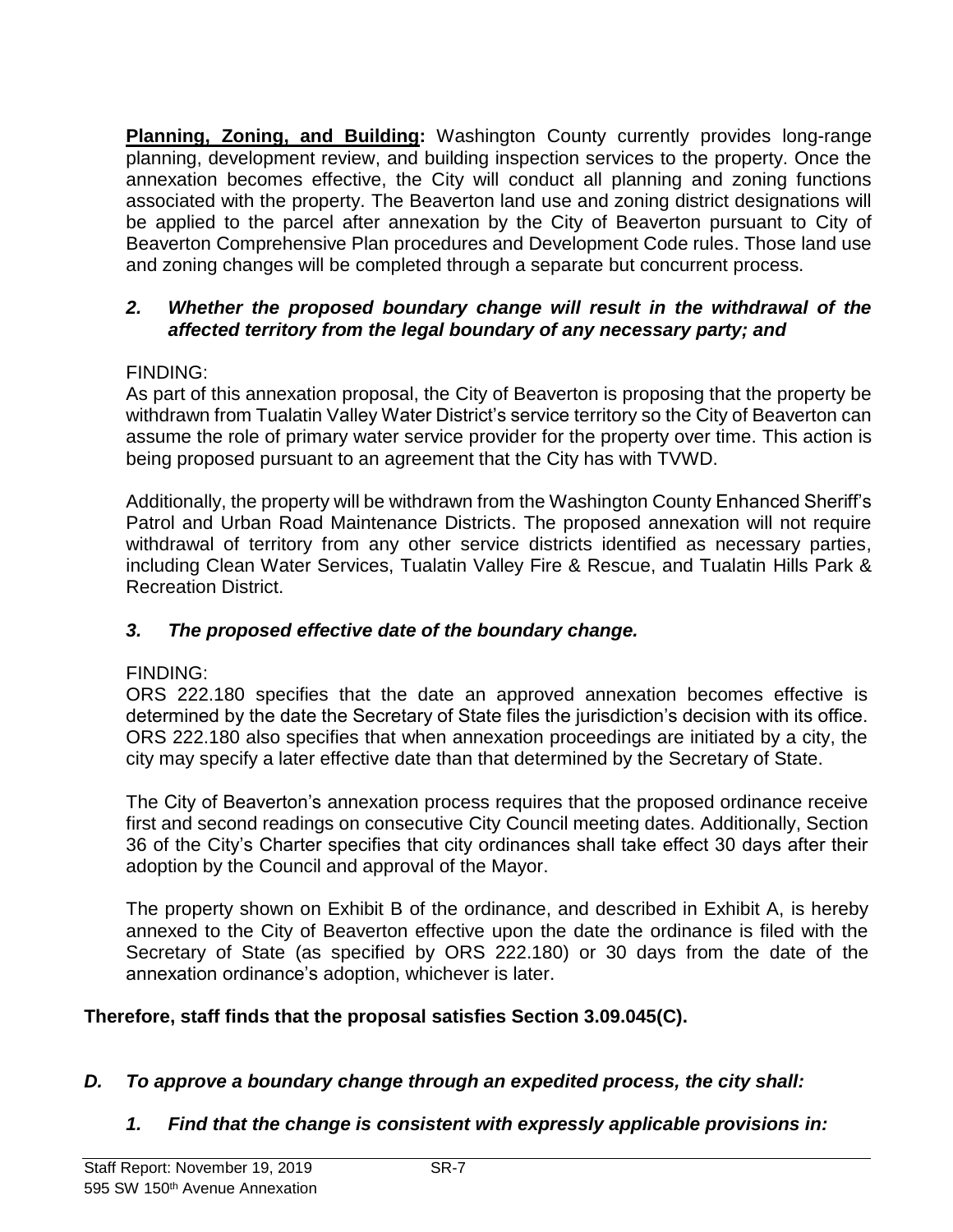**Planning, Zoning, and Building:** Washington County currently provides long-range planning, development review, and building inspection services to the property. Once the annexation becomes effective, the City will conduct all planning and zoning functions associated with the property. The Beaverton land use and zoning district designations will be applied to the parcel after annexation by the City of Beaverton pursuant to City of Beaverton Comprehensive Plan procedures and Development Code rules. Those land use and zoning changes will be completed through a separate but concurrent process.

***2. Whether the proposed boundary change will result in the withdrawal of the affected territory from the legal boundary of any necessary party; and***

FINDING:
As part of this annexation proposal, the City of Beaverton is proposing that the property be withdrawn from Tualatin Valley Water District's service territory so the City of Beaverton can assume the role of primary water service provider for the property over time. This action is being proposed pursuant to an agreement that the City has with TVWD.

Additionally, the property will be withdrawn from the Washington County Enhanced Sheriff's Patrol and Urban Road Maintenance Districts. The proposed annexation will not require withdrawal of territory from any other service districts identified as necessary parties, including Clean Water Services, Tualatin Valley Fire & Rescue, and Tualatin Hills Park & Recreation District.

***3. The proposed effective date of the boundary change.***

FINDING:
ORS 222.180 specifies that the date an approved annexation becomes effective is determined by the date the Secretary of State files the jurisdiction's decision with its office. ORS 222.180 also specifies that when annexation proceedings are initiated by a city, the city may specify a later effective date than that determined by the Secretary of State.

The City of Beaverton's annexation process requires that the proposed ordinance receive first and second readings on consecutive City Council meeting dates. Additionally, Section 36 of the City's Charter specifies that city ordinances shall take effect 30 days after their adoption by the Council and approval of the Mayor.

The property shown on Exhibit B of the ordinance, and described in Exhibit A, is hereby annexed to the City of Beaverton effective upon the date the ordinance is filed with the Secretary of State (as specified by ORS 222.180) or 30 days from the date of the annexation ordinance's adoption, whichever is later.

**Therefore, staff finds that the proposal satisfies Section 3.09.045(C).**

***D. To approve a boundary change through an expedited process, the city shall:***

***1. Find that the change is consistent with expressly applicable provisions in:***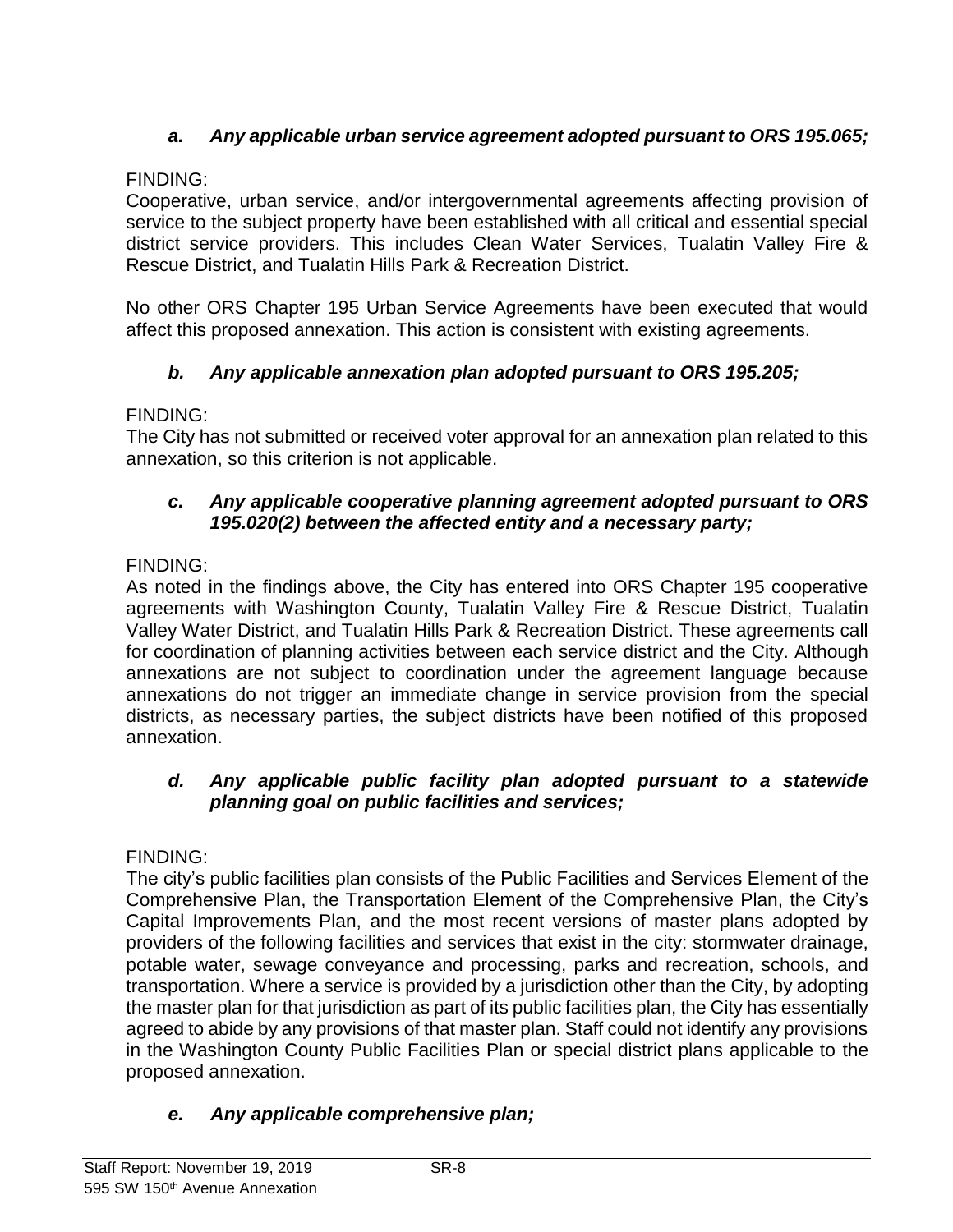*a. Any applicable urban service agreement adopted pursuant to ORS 195.065;*

FINDING:

Cooperative, urban service, and/or intergovernmental agreements affecting provision of service to the subject property have been established with all critical and essential special district service providers. This includes Clean Water Services, Tualatin Valley Fire & Rescue District, and Tualatin Hills Park & Recreation District.

No other ORS Chapter 195 Urban Service Agreements have been executed that would affect this proposed annexation. This action is consistent with existing agreements.

*b. Any applicable annexation plan adopted pursuant to ORS 195.205;*

FINDING:

The City has not submitted or received voter approval for an annexation plan related to this annexation, so this criterion is not applicable.

*c. Any applicable cooperative planning agreement adopted pursuant to ORS 195.020(2) between the affected entity and a necessary party;*

FINDING:

As noted in the findings above, the City has entered into ORS Chapter 195 cooperative agreements with Washington County, Tualatin Valley Fire & Rescue District, Tualatin Valley Water District, and Tualatin Hills Park & Recreation District. These agreements call for coordination of planning activities between each service district and the City. Although annexations are not subject to coordination under the agreement language because annexations do not trigger an immediate change in service provision from the special districts, as necessary parties, the subject districts have been notified of this proposed annexation.

*d. Any applicable public facility plan adopted pursuant to a statewide planning goal on public facilities and services;*

FINDING:

The city's public facilities plan consists of the Public Facilities and Services Element of the Comprehensive Plan, the Transportation Element of the Comprehensive Plan, the City's Capital Improvements Plan, and the most recent versions of master plans adopted by providers of the following facilities and services that exist in the city: stormwater drainage, potable water, sewage conveyance and processing, parks and recreation, schools, and transportation. Where a service is provided by a jurisdiction other than the City, by adopting the master plan for that jurisdiction as part of its public facilities plan, the City has essentially agreed to abide by any provisions of that master plan. Staff could not identify any provisions in the Washington County Public Facilities Plan or special district plans applicable to the proposed annexation.

*e. Any applicable comprehensive plan;*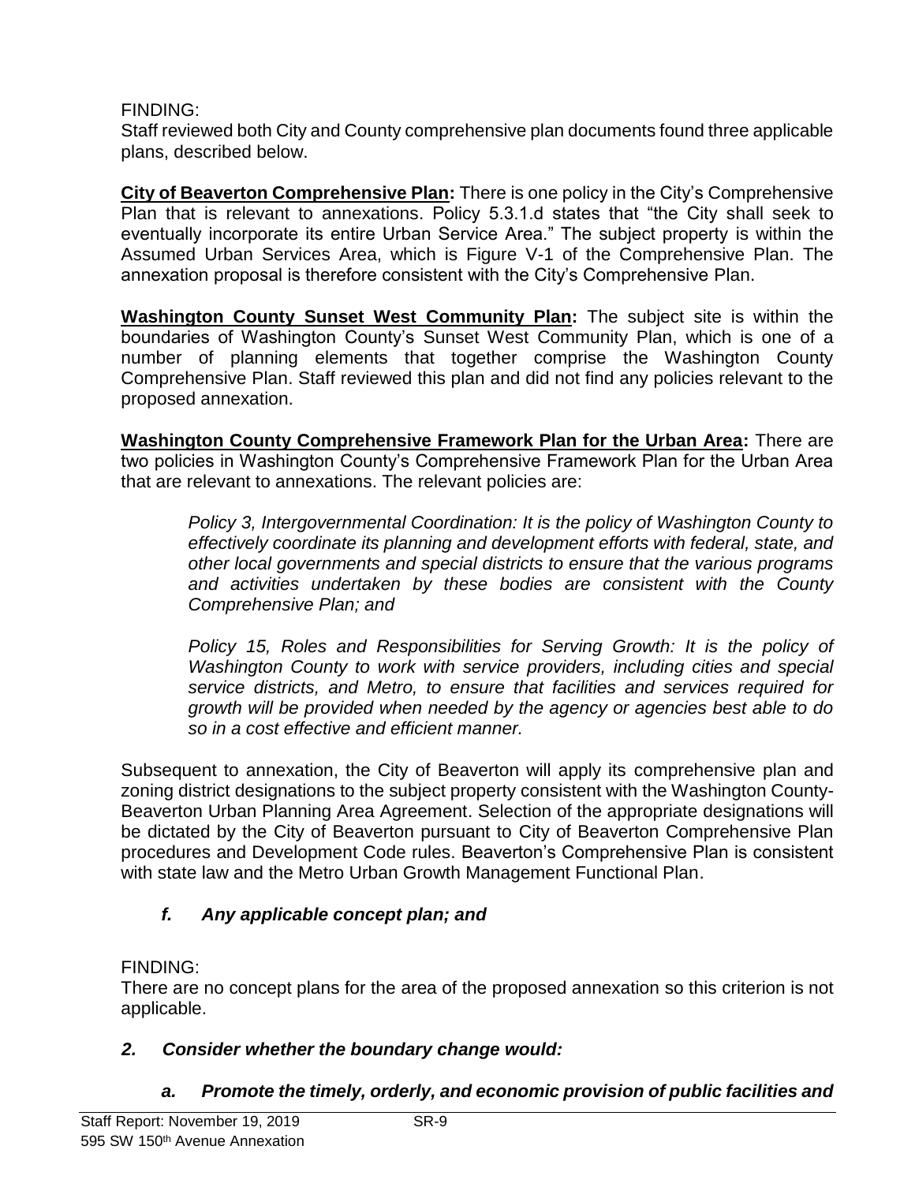FINDING:
Staff reviewed both City and County comprehensive plan documents found three applicable plans, described below.

**City of Beaverton Comprehensive Plan:** There is one policy in the City's Comprehensive Plan that is relevant to annexations. Policy 5.3.1.d states that "the City shall seek to eventually incorporate its entire Urban Service Area." The subject property is within the Assumed Urban Services Area, which is Figure V-1 of the Comprehensive Plan. The annexation proposal is therefore consistent with the City's Comprehensive Plan.

**Washington County Sunset West Community Plan:** The subject site is within the boundaries of Washington County's Sunset West Community Plan, which is one of a number of planning elements that together comprise the Washington County Comprehensive Plan. Staff reviewed this plan and did not find any policies relevant to the proposed annexation.

**Washington County Comprehensive Framework Plan for the Urban Area:** There are two policies in Washington County's Comprehensive Framework Plan for the Urban Area that are relevant to annexations. The relevant policies are:

> *Policy 3, Intergovernmental Coordination: It is the policy of Washington County to effectively coordinate its planning and development efforts with federal, state, and other local governments and special districts to ensure that the various programs and activities undertaken by these bodies are consistent with the County Comprehensive Plan; and*
>
> *Policy 15, Roles and Responsibilities for Serving Growth: It is the policy of Washington County to work with service providers, including cities and special service districts, and Metro, to ensure that facilities and services required for growth will be provided when needed by the agency or agencies best able to do so in a cost effective and efficient manner.*

Subsequent to annexation, the City of Beaverton will apply its comprehensive plan and zoning district designations to the subject property consistent with the Washington County-Beaverton Urban Planning Area Agreement. Selection of the appropriate designations will be dictated by the City of Beaverton pursuant to City of Beaverton Comprehensive Plan procedures and Development Code rules. Beaverton's Comprehensive Plan is consistent with state law and the Metro Urban Growth Management Functional Plan.

### *f. Any applicable concept plan; and*

FINDING:
There are no concept plans for the area of the proposed annexation so this criterion is not applicable.

### *2. Consider whether the boundary change would:*

### *a. Promote the timely, orderly, and economic provision of public facilities and*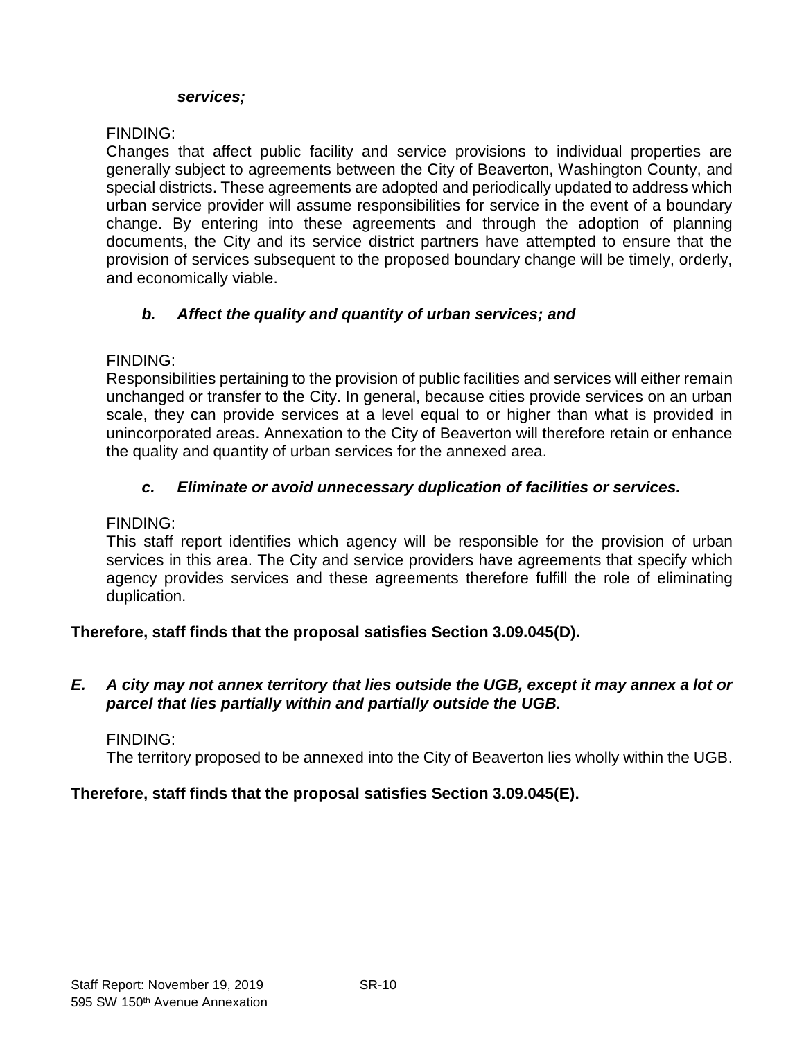*services;*

FINDING:
Changes that affect public facility and service provisions to individual properties are generally subject to agreements between the City of Beaverton, Washington County, and special districts. These agreements are adopted and periodically updated to address which urban service provider will assume responsibilities for service in the event of a boundary change. By entering into these agreements and through the adoption of planning documents, the City and its service district partners have attempted to ensure that the provision of services subsequent to the proposed boundary change will be timely, orderly, and economically viable.

***b. Affect the quality and quantity of urban services; and***

FINDING:
Responsibilities pertaining to the provision of public facilities and services will either remain unchanged or transfer to the City. In general, because cities provide services on an urban scale, they can provide services at a level equal to or higher than what is provided in unincorporated areas. Annexation to the City of Beaverton will therefore retain or enhance the quality and quantity of urban services for the annexed area.

***c. Eliminate or avoid unnecessary duplication of facilities or services.***

FINDING:
This staff report identifies which agency will be responsible for the provision of urban services in this area. The City and service providers have agreements that specify which agency provides services and these agreements therefore fulfill the role of eliminating duplication.

**Therefore, staff finds that the proposal satisfies Section 3.09.045(D).**

***E. A city may not annex territory that lies outside the UGB, except it may annex a lot or parcel that lies partially within and partially outside the UGB.***

FINDING:
The territory proposed to be annexed into the City of Beaverton lies wholly within the UGB.

**Therefore, staff finds that the proposal satisfies Section 3.09.045(E).**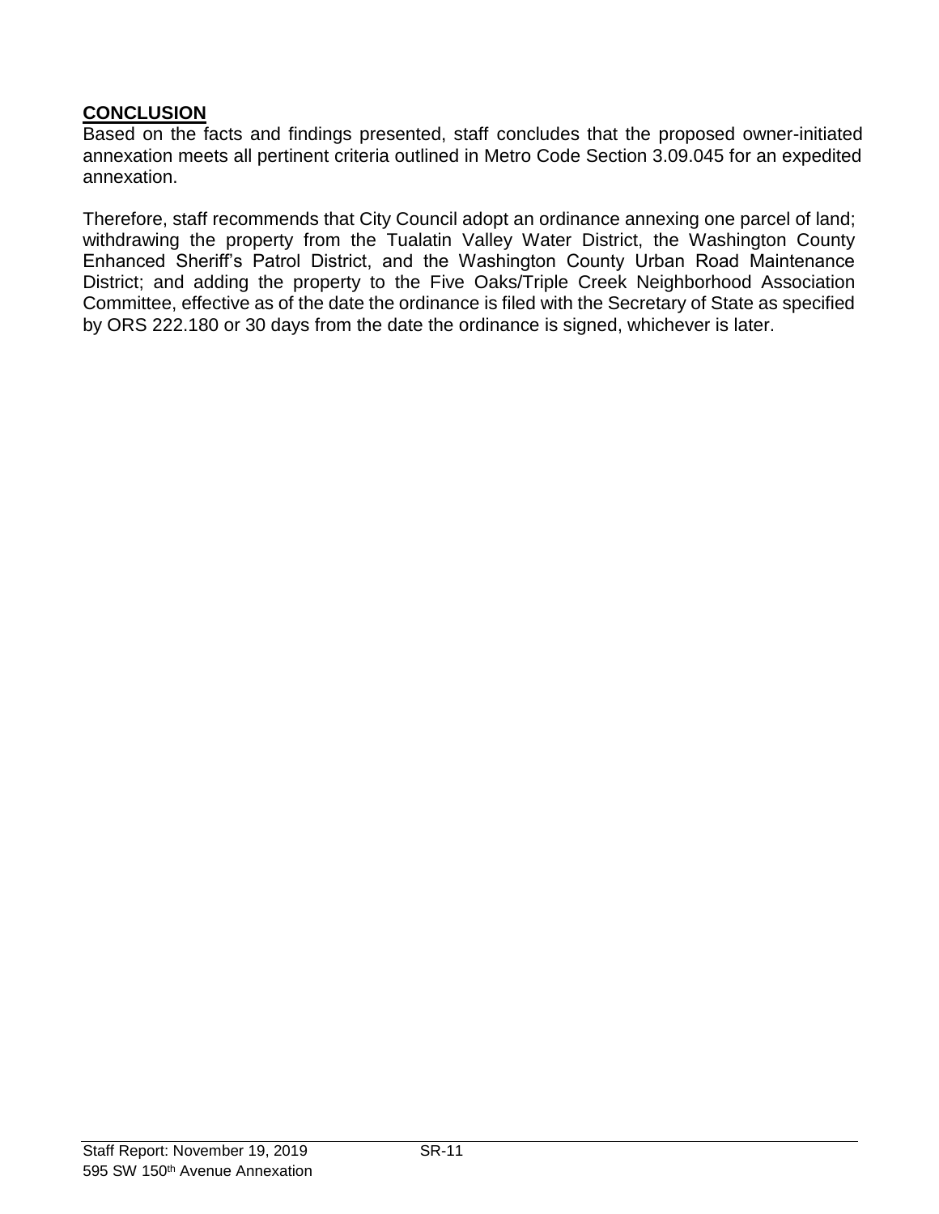**CONCLUSION**

Based on the facts and findings presented, staff concludes that the proposed owner-initiated annexation meets all pertinent criteria outlined in Metro Code Section 3.09.045 for an expedited annexation.

Therefore, staff recommends that City Council adopt an ordinance annexing one parcel of land; withdrawing the property from the Tualatin Valley Water District, the Washington County Enhanced Sheriff's Patrol District, and the Washington County Urban Road Maintenance District; and adding the property to the Five Oaks/Triple Creek Neighborhood Association Committee, effective as of the date the ordinance is filed with the Secretary of State as specified by ORS 222.180 or 30 days from the date the ordinance is signed, whichever is later.